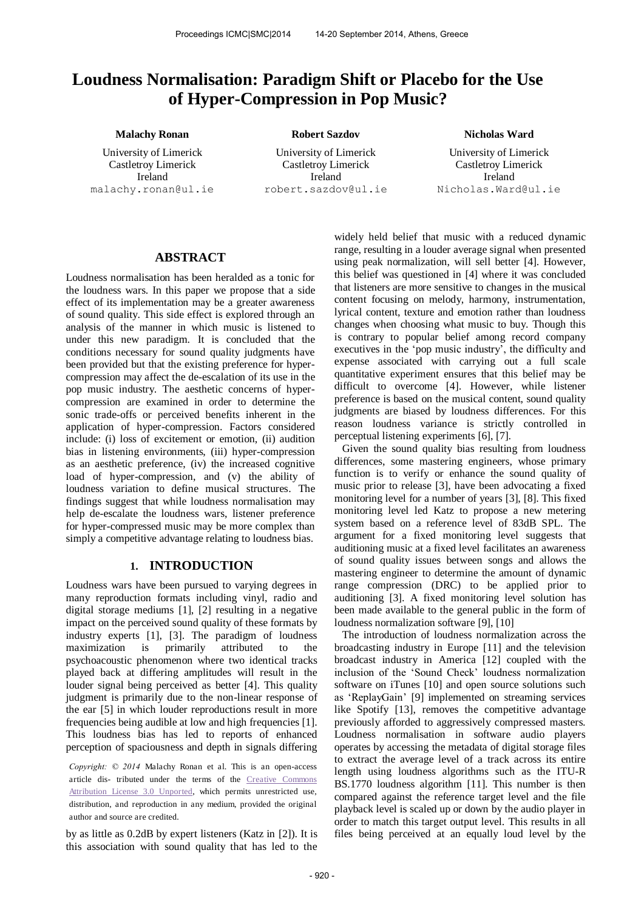# Loudness Normalisation: Paradigm Shift or Placebo for the Use of Hyper-Compression in Pop Music?

**Malachy Ronan**
University of Limerick
Castletroy Limerick
Ireland
malachy.ronan@ul.ie

**Robert Sazdov**
University of Limerick
Castletroy Limerick
Ireland
robert.sazdov@ul.ie

**Nicholas Ward**
University of Limerick
Castletroy Limerick
Ireland
Nicholas.Ward@ul.ie

## ABSTRACT

Loudness normalisation has been heralded as a tonic for the loudness wars. In this paper we propose that a side effect of its implementation may be a greater awareness of sound quality. This side effect is explored through an analysis of the manner in which music is listened to under this new paradigm. It is concluded that the conditions necessary for sound quality judgments have been provided but that the existing preference for hyper-compression may affect the de-escalation of its use in the pop music industry. The aesthetic concerns of hyper-compression are examined in order to determine the sonic trade-offs or perceived benefits inherent in the application of hyper-compression. Factors considered include: (i) loss of excitement or emotion, (ii) audition bias in listening environments, (iii) hyper-compression as an aesthetic preference, (iv) the increased cognitive load of hyper-compression, and (v) the ability of loudness variation to define musical structures. The findings suggest that while loudness normalisation may help de-escalate the loudness wars, listener preference for hyper-compressed music may be more complex than simply a competitive advantage relating to loudness bias.

## 1. INTRODUCTION

Loudness wars have been pursued to varying degrees in many reproduction formats including vinyl, radio and digital storage mediums [1], [2] resulting in a negative impact on the perceived sound quality of these formats by industry experts [1], [3]. The paradigm of loudness maximization is primarily attributed to the psychoacoustic phenomenon where two identical tracks played back at differing amplitudes will result in the louder signal being perceived as better [4]. This quality judgment is primarily due to the non-linear response of the ear [5] in which louder reproductions result in more frequencies being audible at low and high frequencies [1]. This loudness bias has led to reports of enhanced perception of spaciousness and depth in signals differing by as little as 0.2dB by expert listeners (Katz in [2]). It is this association with sound quality that has led to the widely held belief that music with a reduced dynamic range, resulting in a louder average signal when presented using peak normalization, will sell better [4]. However, this belief was questioned in [4] where it was concluded that listeners are more sensitive to changes in the musical content focusing on melody, harmony, instrumentation, lyrical content, texture and emotion rather than loudness changes when choosing what music to buy. Though this is contrary to popular belief among record company executives in the 'pop music industry', the difficulty and expense associated with carrying out a full scale quantitative experiment ensures that this belief may be difficult to overcome [4]. However, while listener preference is based on the musical content, sound quality judgments are biased by loudness differences. For this reason loudness variance is strictly controlled in perceptual listening experiments [6], [7].

Given the sound quality bias resulting from loudness differences, some mastering engineers, whose primary function is to verify or enhance the sound quality of music prior to release [3], have been advocating a fixed monitoring level for a number of years [3], [8]. This fixed monitoring level led Katz to propose a new metering system based on a reference level of 83dB SPL. The argument for a fixed monitoring level suggests that auditioning music at a fixed level facilitates an awareness of sound quality issues between songs and allows the mastering engineer to determine the amount of dynamic range compression (DRC) to be applied prior to auditioning [3]. A fixed monitoring level solution has been made available to the general public in the form of loudness normalization software [9], [10]

The introduction of loudness normalization across the broadcasting industry in Europe [11] and the television broadcast industry in America [12] coupled with the inclusion of the 'Sound Check' loudness normalization software on iTunes [10] and open source solutions such as 'ReplayGain' [9] implemented on streaming services like Spotify [13], removes the competitive advantage previously afforded to aggressively compressed masters. Loudness normalisation in software audio players operates by accessing the metadata of digital storage files to extract the average level of a track across its entire length using loudness algorithms such as the ITU-R BS.1770 loudness algorithm [11]. This number is then compared against the reference target level and the file playback level is scaled up or down by the audio player in order to match this target output level. This results in all files being perceived at an equally loud level by the

*Copyright: © 2014 Malachy Ronan et al. This is an open-access article dis- tributed under the terms of the Creative Commons Attribution License 3.0 Unported, which permits unrestricted use, distribution, and reproduction in any medium, provided the original author and source are credited.*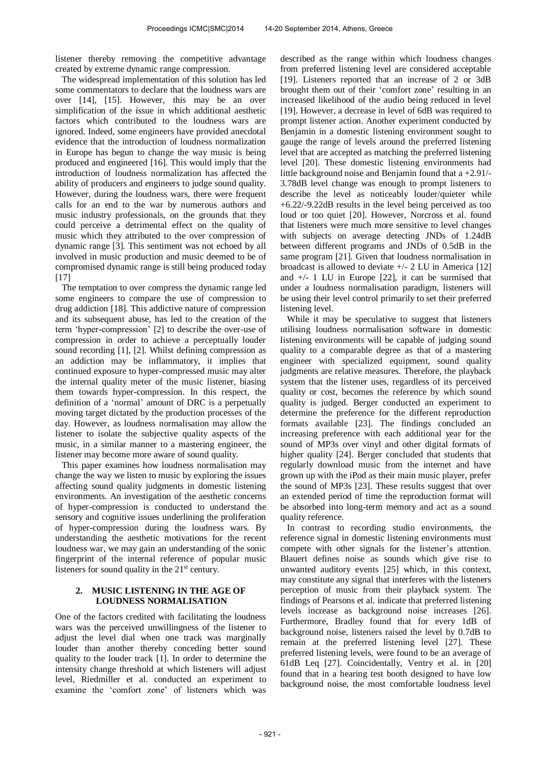listener thereby removing the competitive advantage created by extreme dynamic range compression.

The widespread implementation of this solution has led some commentators to declare that the loudness wars are over [14], [15]. However, this may be an over simplification of the issue in which additional aesthetic factors which contributed to the loudness wars are ignored. Indeed, some engineers have provided anecdotal evidence that the introduction of loudness normalization in Europe has begun to change the way music is being produced and engineered [16]. This would imply that the introduction of loudness normalization has affected the ability of producers and engineers to judge sound quality. However, during the loudness wars, there were frequent calls for an end to the war by numerous authors and music industry professionals, on the grounds that they could perceive a detrimental effect on the quality of music which they attributed to the over compression of dynamic range [3]. This sentiment was not echoed by all involved in music production and music deemed to be of compromised dynamic range is still being produced today [17]

The temptation to over compress the dynamic range led some engineers to compare the use of compression to drug addiction [18]. This addictive nature of compression and its subsequent abuse, has led to the creation of the term 'hyper-compression' [2] to describe the over-use of compression in order to achieve a perceptually louder sound recording [1], [2]. Whilst defining compression as an addiction may be inflammatory, it implies that continued exposure to hyper-compressed music may alter the internal quality meter of the music listener, biasing them towards hyper-compression. In this respect, the definition of a 'normal' amount of DRC is a perpetually moving target dictated by the production processes of the day. However, as loudness normalisation may allow the listener to isolate the subjective quality aspects of the music, in a similar manner to a mastering engineer, the listener may become more aware of sound quality.

This paper examines how loudness normalisation may change the way we listen to music by exploring the issues affecting sound quality judgments in domestic listening environments. An investigation of the aesthetic concerns of hyper-compression is conducted to understand the sensory and cognitive issues underlining the proliferation of hyper-compression during the loudness wars. By understanding the aesthetic motivations for the recent loudness war, we may gain an understanding of the sonic fingerprint of the internal reference of popular music listeners for sound quality in the 21st century.

## 2. MUSIC LISTENING IN THE AGE OF LOUDNESS NORMALISATION

One of the factors credited with facilitating the loudness wars was the perceived unwillingness of the listener to adjust the level dial when one track was marginally louder than another thereby conceding better sound quality to the louder track [1]. In order to determine the intensity change threshold at which listeners will adjust level, Riedmiller et al. conducted an experiment to examine the 'comfort zone' of listeners which was described as the range within which loudness changes from preferred listening level are considered acceptable [19]. Listeners reported that an increase of 2 or 3dB brought them out of their 'comfort zone' resulting in an increased likelihood of the audio being reduced in level [19]. However, a decrease in level of 6dB was required to prompt listener action. Another experiment conducted by Benjamin in a domestic listening environment sought to gauge the range of levels around the preferred listening level that are accepted as matching the preferred listening level [20]. These domestic listening environments had little background noise and Benjamin found that a +2.91/-3.78dB level change was enough to prompt listeners to describe the level as noticeably louder/quieter while +6.22/-9.22dB results in the level being perceived as too loud or too quiet [20]. However, Norcross et al. found that listeners were much more sensitive to level changes with subjects on average detecting JNDs of 1.24dB between different programs and JNDs of 0.5dB in the same program [21]. Given that loudness normalisation in broadcast is allowed to deviate +/- 2 LU in America [12] and +/- 1 LU in Europe [22], it can be surmised that under a loudness normalisation paradigm, listeners will be using their level control primarily to set their preferred listening level.

While it may be speculative to suggest that listeners utilising loudness normalisation software in domestic listening environments will be capable of judging sound quality to a comparable degree as that of a mastering engineer with specialized equipment, sound quality judgments are relative measures. Therefore, the playback system that the listener uses, regardless of its perceived quality or cost, becomes the reference by which sound quality is judged. Berger conducted an experiment to determine the preference for the different reproduction formats available [23]. The findings concluded an increasing preference with each additional year for the sound of MP3s over vinyl and other digital formats of higher quality [24]. Berger concluded that students that regularly download music from the internet and have grown up with the iPod as their main music player, prefer the sound of MP3s [23]. These results suggest that over an extended period of time the reproduction format will be absorbed into long-term memory and act as a sound quality reference.

In contrast to recording studio environments, the reference signal in domestic listening environments must compete with other signals for the listener's attention. Blauert defines noise as sounds which give rise to unwanted auditory events [25] which, in this context, may constitute any signal that interferes with the listeners perception of music from their playback system. The findings of Pearsons et al. indicate that preferred listening levels increase as background noise increases [26]. Furthermore, Bradley found that for every 1dB of background noise, listeners raised the level by 0.7dB to remain at the preferred listening level [27]. These preferred listening levels, were found to be an average of 61dB Leq [27]. Coincidentally, Ventry et al. in [20] found that in a hearing test booth designed to have low background noise, the most comfortable loudness level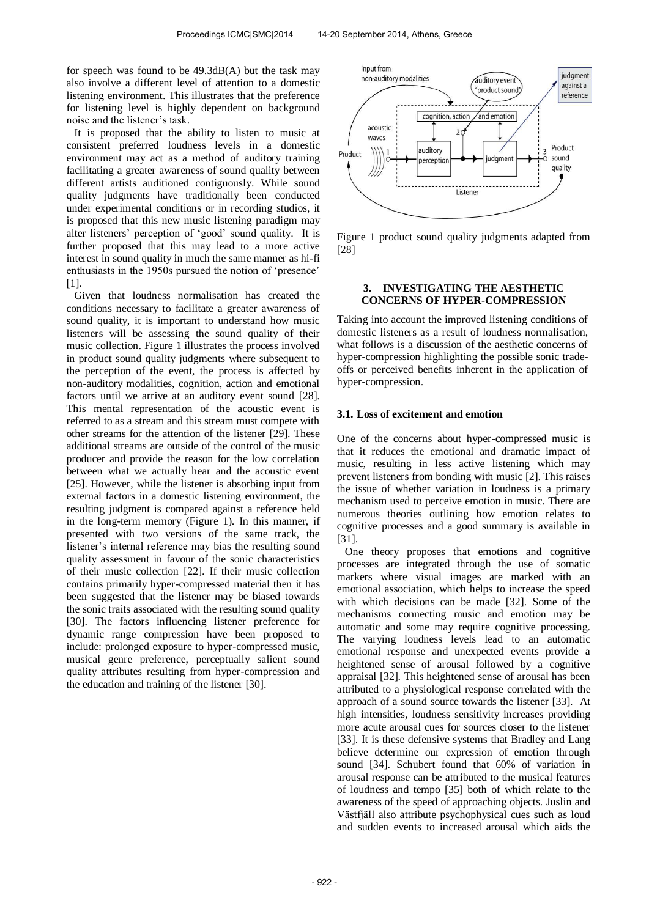for speech was found to be 49.3dB(A) but the task may also involve a different level of attention to a domestic listening environment. This illustrates that the preference for listening level is highly dependent on background noise and the listener's task.

It is proposed that the ability to listen to music at consistent preferred loudness levels in a domestic environment may act as a method of auditory training facilitating a greater awareness of sound quality between different artists auditioned contiguously. While sound quality judgments have traditionally been conducted under experimental conditions or in recording studios, it is proposed that this new music listening paradigm may alter listeners' perception of 'good' sound quality. It is further proposed that this may lead to a more active interest in sound quality in much the same manner as hi-fi enthusiasts in the 1950s pursued the notion of 'presence' [1].

Given that loudness normalisation has created the conditions necessary to facilitate a greater awareness of sound quality, it is important to understand how music listeners will be assessing the sound quality of their music collection. Figure 1 illustrates the process involved in product sound quality judgments where subsequent to the perception of the event, the process is affected by non-auditory modalities, cognition, action and emotional factors until we arrive at an auditory event sound [28]. This mental representation of the acoustic event is referred to as a stream and this stream must compete with other streams for the attention of the listener [29]. These additional streams are outside of the control of the music producer and provide the reason for the low correlation between what we actually hear and the acoustic event [25]. However, while the listener is absorbing input from external factors in a domestic listening environment, the resulting judgment is compared against a reference held in the long-term memory (Figure 1). In this manner, if presented with two versions of the same track, the listener's internal reference may bias the resulting sound quality assessment in favour of the sonic characteristics of their music collection [22]. If their music collection contains primarily hyper-compressed material then it has been suggested that the listener may be biased towards the sonic traits associated with the resulting sound quality [30]. The factors influencing listener preference for dynamic range compression have been proposed to include: prolonged exposure to hyper-compressed music, musical genre preference, perceptually salient sound quality attributes resulting from hyper-compression and the education and training of the listener [30].

Figure 1 product sound quality judgments adapted from [28]

## 3. INVESTIGATING THE AESTHETIC CONCERNS OF HYPER-COMPRESSION

Taking into account the improved listening conditions of domestic listeners as a result of loudness normalisation, what follows is a discussion of the aesthetic concerns of hyper-compression highlighting the possible sonic trade-offs or perceived benefits inherent in the application of hyper-compression.

### 3.1. Loss of excitement and emotion

One of the concerns about hyper-compressed music is that it reduces the emotional and dramatic impact of music, resulting in less active listening which may prevent listeners from bonding with music [2]. This raises the issue of whether variation in loudness is a primary mechanism used to perceive emotion in music. There are numerous theories outlining how emotion relates to cognitive processes and a good summary is available in [31].

One theory proposes that emotions and cognitive processes are integrated through the use of somatic markers where visual images are marked with an emotional association, which helps to increase the speed with which decisions can be made [32]. Some of the mechanisms connecting music and emotion may be automatic and some may require cognitive processing. The varying loudness levels lead to an automatic emotional response and unexpected events provide a heightened sense of arousal followed by a cognitive appraisal [32]. This heightened sense of arousal has been attributed to a physiological response correlated with the approach of a sound source towards the listener [33]. At high intensities, loudness sensitivity increases providing more acute arousal cues for sources closer to the listener [33]. It is these defensive systems that Bradley and Lang believe determine our expression of emotion through sound [34]. Schubert found that 60% of variation in arousal response can be attributed to the musical features of loudness and tempo [35] both of which relate to the awareness of the speed of approaching objects. Juslin and Västfjäll also attribute psychophysical cues such as loud and sudden events to increased arousal which aids the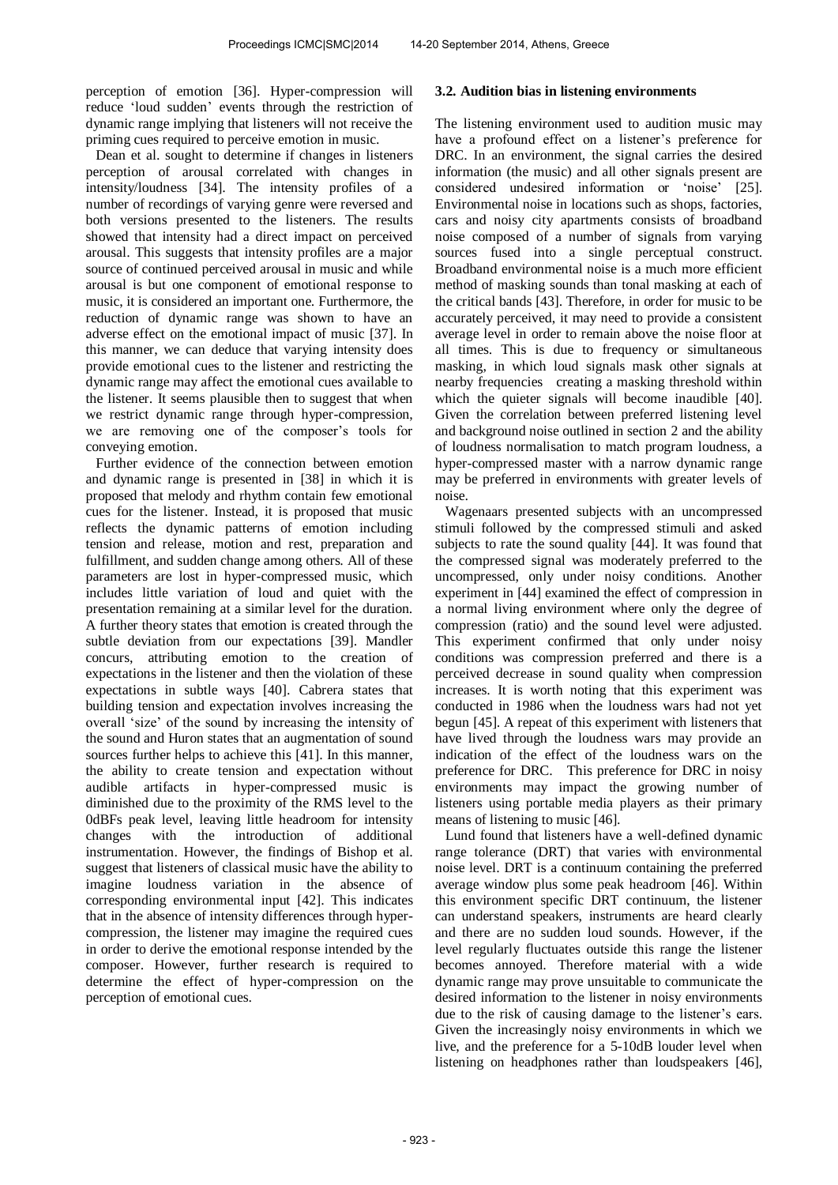perception of emotion [36]. Hyper-compression will reduce 'loud sudden' events through the restriction of dynamic range implying that listeners will not receive the priming cues required to perceive emotion in music.

Dean et al. sought to determine if changes in listeners perception of arousal correlated with changes in intensity/loudness [34]. The intensity profiles of a number of recordings of varying genre were reversed and both versions presented to the listeners. The results showed that intensity had a direct impact on perceived arousal. This suggests that intensity profiles are a major source of continued perceived arousal in music and while arousal is but one component of emotional response to music, it is considered an important one. Furthermore, the reduction of dynamic range was shown to have an adverse effect on the emotional impact of music [37]. In this manner, we can deduce that varying intensity does provide emotional cues to the listener and restricting the dynamic range may affect the emotional cues available to the listener. It seems plausible then to suggest that when we restrict dynamic range through hyper-compression, we are removing one of the composer's tools for conveying emotion.

Further evidence of the connection between emotion and dynamic range is presented in [38] in which it is proposed that melody and rhythm contain few emotional cues for the listener. Instead, it is proposed that music reflects the dynamic patterns of emotion including tension and release, motion and rest, preparation and fulfillment, and sudden change among others. All of these parameters are lost in hyper-compressed music, which includes little variation of loud and quiet with the presentation remaining at a similar level for the duration. A further theory states that emotion is created through the subtle deviation from our expectations [39]. Mandler concurs, attributing emotion to the creation of expectations in the listener and then the violation of these expectations in subtle ways [40]. Cabrera states that building tension and expectation involves increasing the overall 'size' of the sound by increasing the intensity of the sound and Huron states that an augmentation of sound sources further helps to achieve this [41]. In this manner, the ability to create tension and expectation without audible artifacts in hyper-compressed music is diminished due to the proximity of the RMS level to the 0dBFs peak level, leaving little headroom for intensity changes with the introduction of additional instrumentation. However, the findings of Bishop et al. suggest that listeners of classical music have the ability to imagine loudness variation in the absence of corresponding environmental input [42]. This indicates that in the absence of intensity differences through hyper-compression, the listener may imagine the required cues in order to derive the emotional response intended by the composer. However, further research is required to determine the effect of hyper-compression on the perception of emotional cues.

### 3.2. Audition bias in listening environments

The listening environment used to audition music may have a profound effect on a listener's preference for DRC. In an environment, the signal carries the desired information (the music) and all other signals present are considered undesired information or 'noise' [25]. Environmental noise in locations such as shops, factories, cars and noisy city apartments consists of broadband noise composed of a number of signals from varying sources fused into a single perceptual construct. Broadband environmental noise is a much more efficient method of masking sounds than tonal masking at each of the critical bands [43]. Therefore, in order for music to be accurately perceived, it may need to provide a consistent average level in order to remain above the noise floor at all times. This is due to frequency or simultaneous masking, in which loud signals mask other signals at nearby frequencies creating a masking threshold within which the quieter signals will become inaudible [40]. Given the correlation between preferred listening level and background noise outlined in section 2 and the ability of loudness normalisation to match program loudness, a hyper-compressed master with a narrow dynamic range may be preferred in environments with greater levels of noise.

Wagenaars presented subjects with an uncompressed stimuli followed by the compressed stimuli and asked subjects to rate the sound quality [44]. It was found that the compressed signal was moderately preferred to the uncompressed, only under noisy conditions. Another experiment in [44] examined the effect of compression in a normal living environment where only the degree of compression (ratio) and the sound level were adjusted. This experiment confirmed that only under noisy conditions was compression preferred and there is a perceived decrease in sound quality when compression increases. It is worth noting that this experiment was conducted in 1986 when the loudness wars had not yet begun [45]. A repeat of this experiment with listeners that have lived through the loudness wars may provide an indication of the effect of the loudness wars on the preference for DRC. This preference for DRC in noisy environments may impact the growing number of listeners using portable media players as their primary means of listening to music [46].

Lund found that listeners have a well-defined dynamic range tolerance (DRT) that varies with environmental noise level. DRT is a continuum containing the preferred average window plus some peak headroom [46]. Within this environment specific DRT continuum, the listener can understand speakers, instruments are heard clearly and there are no sudden loud sounds. However, if the level regularly fluctuates outside this range the listener becomes annoyed. Therefore material with a wide dynamic range may prove unsuitable to communicate the desired information to the listener in noisy environments due to the risk of causing damage to the listener's ears. Given the increasingly noisy environments in which we live, and the preference for a 5-10dB louder level when listening on headphones rather than loudspeakers [46],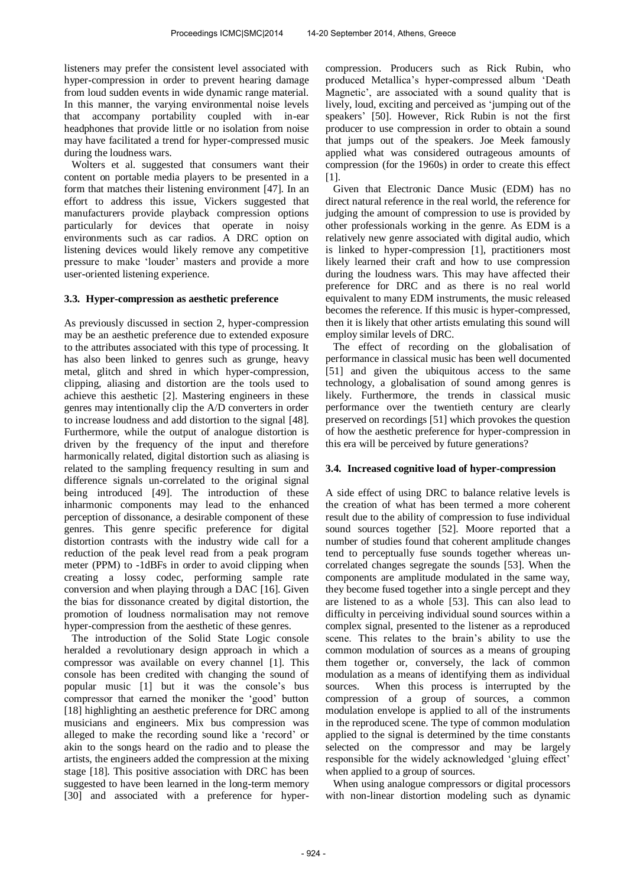listeners may prefer the consistent level associated with hyper-compression in order to prevent hearing damage from loud sudden events in wide dynamic range material. In this manner, the varying environmental noise levels that accompany portability coupled with in-ear headphones that provide little or no isolation from noise may have facilitated a trend for hyper-compressed music during the loudness wars.

Wolters et al. suggested that consumers want their content on portable media players to be presented in a form that matches their listening environment [47]. In an effort to address this issue, Vickers suggested that manufacturers provide playback compression options particularly for devices that operate in noisy environments such as car radios. A DRC option on listening devices would likely remove any competitive pressure to make 'louder' masters and provide a more user-oriented listening experience.

### 3.3. Hyper-compression as aesthetic preference

As previously discussed in section 2, hyper-compression may be an aesthetic preference due to extended exposure to the attributes associated with this type of processing. It has also been linked to genres such as grunge, heavy metal, glitch and shred in which hyper-compression, clipping, aliasing and distortion are the tools used to achieve this aesthetic [2]. Mastering engineers in these genres may intentionally clip the A/D converters in order to increase loudness and add distortion to the signal [48]. Furthermore, while the output of analogue distortion is driven by the frequency of the input and therefore harmonically related, digital distortion such as aliasing is related to the sampling frequency resulting in sum and difference signals un-correlated to the original signal being introduced [49]. The introduction of these inharmonic components may lead to the enhanced perception of dissonance, a desirable component of these genres. This genre specific preference for digital distortion contrasts with the industry wide call for a reduction of the peak level read from a peak program meter (PPM) to -1dBFs in order to avoid clipping when creating a lossy codec, performing sample rate conversion and when playing through a DAC [16]. Given the bias for dissonance created by digital distortion, the promotion of loudness normalisation may not remove hyper-compression from the aesthetic of these genres.

The introduction of the Solid State Logic console heralded a revolutionary design approach in which a compressor was available on every channel [1]. This console has been credited with changing the sound of popular music [1] but it was the console's bus compressor that earned the moniker the 'good' button [18] highlighting an aesthetic preference for DRC among musicians and engineers. Mix bus compression was alleged to make the recording sound like a 'record' or akin to the songs heard on the radio and to please the artists, the engineers added the compression at the mixing stage [18]. This positive association with DRC has been suggested to have been learned in the long-term memory [30] and associated with a preference for hyper-compression. Producers such as Rick Rubin, who produced Metallica's hyper-compressed album 'Death Magnetic', are associated with a sound quality that is lively, loud, exciting and perceived as 'jumping out of the speakers' [50]. However, Rick Rubin is not the first producer to use compression in order to obtain a sound that jumps out of the speakers. Joe Meek famously applied what was considered outrageous amounts of compression (for the 1960s) in order to create this effect [1].

Given that Electronic Dance Music (EDM) has no direct natural reference in the real world, the reference for judging the amount of compression to use is provided by other professionals working in the genre. As EDM is a relatively new genre associated with digital audio, which is linked to hyper-compression [1], practitioners most likely learned their craft and how to use compression during the loudness wars. This may have affected their preference for DRC and as there is no real world equivalent to many EDM instruments, the music released becomes the reference. If this music is hyper-compressed, then it is likely that other artists emulating this sound will employ similar levels of DRC.

The effect of recording on the globalisation of performance in classical music has been well documented [51] and given the ubiquitous access to the same technology, a globalisation of sound among genres is likely. Furthermore, the trends in classical music performance over the twentieth century are clearly preserved on recordings [51] which provokes the question of how the aesthetic preference for hyper-compression in this era will be perceived by future generations?

### 3.4. Increased cognitive load of hyper-compression

A side effect of using DRC to balance relative levels is the creation of what has been termed a more coherent result due to the ability of compression to fuse individual sound sources together [52]. Moore reported that a number of studies found that coherent amplitude changes tend to perceptually fuse sounds together whereas un-correlated changes segregate the sounds [53]. When the components are amplitude modulated in the same way, they become fused together into a single percept and they are listened to as a whole [53]. This can also lead to difficulty in perceiving individual sound sources within a complex signal, presented to the listener as a reproduced scene. This relates to the brain's ability to use the common modulation of sources as a means of grouping them together or, conversely, the lack of common modulation as a means of identifying them as individual sources. When this process is interrupted by the compression of a group of sources, a common modulation envelope is applied to all of the instruments in the reproduced scene. The type of common modulation applied to the signal is determined by the time constants selected on the compressor and may be largely responsible for the widely acknowledged 'gluing effect' when applied to a group of sources.

When using analogue compressors or digital processors with non-linear distortion modeling such as dynamic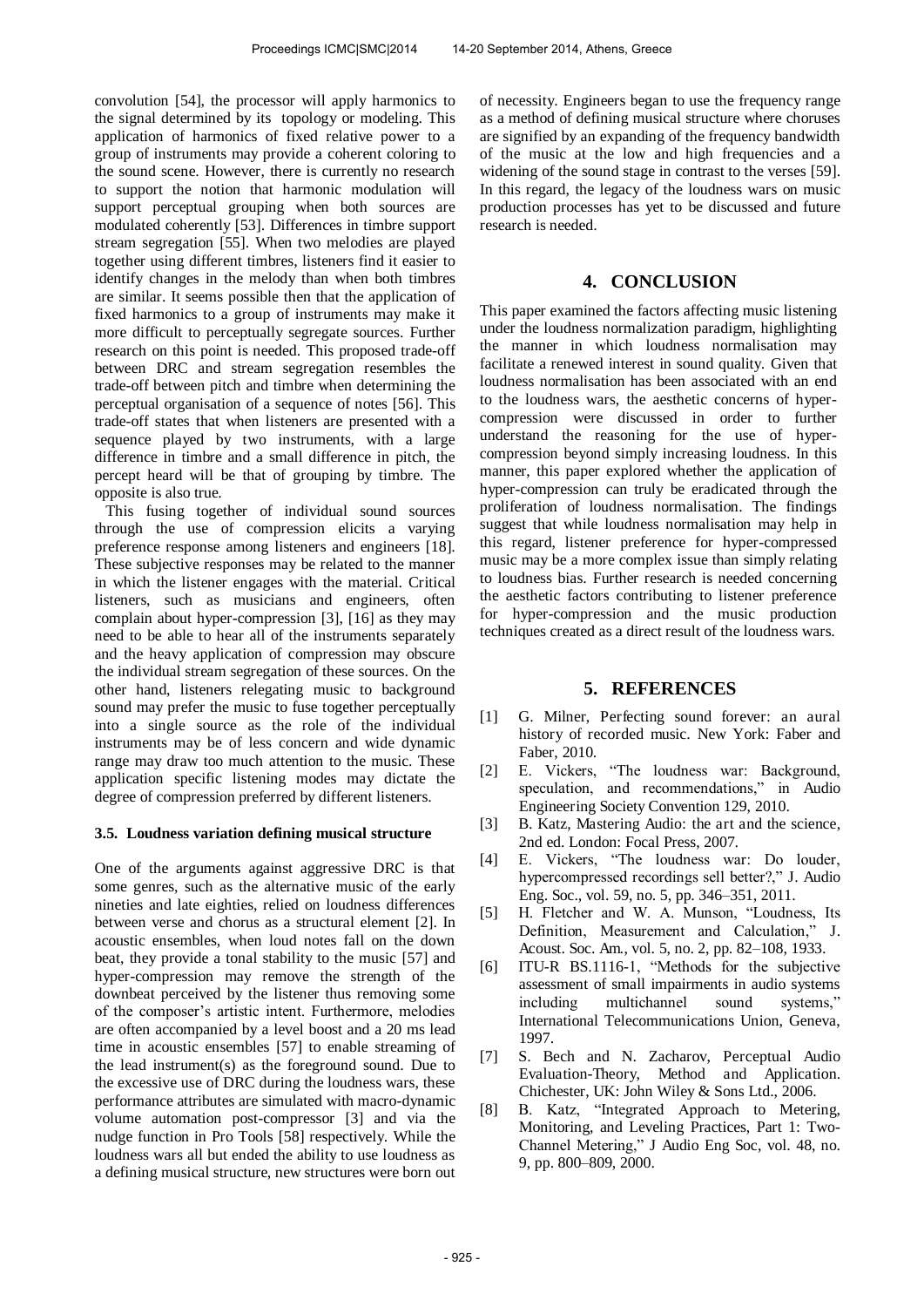convolution [54], the processor will apply harmonics to the signal determined by its topology or modeling. This application of harmonics of fixed relative power to a group of instruments may provide a coherent coloring to the sound scene. However, there is currently no research to support the notion that harmonic modulation will support perceptual grouping when both sources are modulated coherently [53]. Differences in timbre support stream segregation [55]. When two melodies are played together using different timbres, listeners find it easier to identify changes in the melody than when both timbres are similar. It seems possible then that the application of fixed harmonics to a group of instruments may make it more difficult to perceptually segregate sources. Further research on this point is needed. This proposed trade-off between DRC and stream segregation resembles the trade-off between pitch and timbre when determining the perceptual organisation of a sequence of notes [56]. This trade-off states that when listeners are presented with a sequence played by two instruments, with a large difference in timbre and a small difference in pitch, the percept heard will be that of grouping by timbre. The opposite is also true.

This fusing together of individual sound sources through the use of compression elicits a varying preference response among listeners and engineers [18]. These subjective responses may be related to the manner in which the listener engages with the material. Critical listeners, such as musicians and engineers, often complain about hyper-compression [3], [16] as they may need to be able to hear all of the instruments separately and the heavy application of compression may obscure the individual stream segregation of these sources. On the other hand, listeners relegating music to background sound may prefer the music to fuse together perceptually into a single source as the role of the individual instruments may be of less concern and wide dynamic range may draw too much attention to the music. These application specific listening modes may dictate the degree of compression preferred by different listeners.

### 3.5. Loudness variation defining musical structure

One of the arguments against aggressive DRC is that some genres, such as the alternative music of the early nineties and late eighties, relied on loudness differences between verse and chorus as a structural element [2]. In acoustic ensembles, when loud notes fall on the down beat, they provide a tonal stability to the music [57] and hyper-compression may remove the strength of the downbeat perceived by the listener thus removing some of the composer's artistic intent. Furthermore, melodies are often accompanied by a level boost and a 20 ms lead time in acoustic ensembles [57] to enable streaming of the lead instrument(s) as the foreground sound. Due to the excessive use of DRC during the loudness wars, these performance attributes are simulated with macro-dynamic volume automation post-compressor [3] and via the nudge function in Pro Tools [58] respectively. While the loudness wars all but ended the ability to use loudness as a defining musical structure, new structures were born out of necessity. Engineers began to use the frequency range as a method of defining musical structure where choruses are signified by an expanding of the frequency bandwidth of the music at the low and high frequencies and a widening of the sound stage in contrast to the verses [59]. In this regard, the legacy of the loudness wars on music production processes has yet to be discussed and future research is needed.

## 4. CONCLUSION

This paper examined the factors affecting music listening under the loudness normalization paradigm, highlighting the manner in which loudness normalisation may facilitate a renewed interest in sound quality. Given that loudness normalisation has been associated with an end to the loudness wars, the aesthetic concerns of hyper-compression were discussed in order to further understand the reasoning for the use of hyper-compression beyond simply increasing loudness. In this manner, this paper explored whether the application of hyper-compression can truly be eradicated through the proliferation of loudness normalisation. The findings suggest that while loudness normalisation may help in this regard, listener preference for hyper-compressed music may be a more complex issue than simply relating to loudness bias. Further research is needed concerning the aesthetic factors contributing to listener preference for hyper-compression and the music production techniques created as a direct result of the loudness wars.

## 5. REFERENCES

[1] G. Milner, Perfecting sound forever: an aural history of recorded music. New York: Faber and Faber, 2010.

[2] E. Vickers, "The loudness war: Background, speculation, and recommendations," in Audio Engineering Society Convention 129, 2010.

[3] B. Katz, Mastering Audio: the art and the science, 2nd ed. London: Focal Press, 2007.

[4] E. Vickers, "The loudness war: Do louder, hypercompressed recordings sell better?," J. Audio Eng. Soc., vol. 59, no. 5, pp. 346–351, 2011.

[5] H. Fletcher and W. A. Munson, "Loudness, Its Definition, Measurement and Calculation," J. Acoust. Soc. Am., vol. 5, no. 2, pp. 82–108, 1933.

[6] ITU-R BS.1116-1, "Methods for the subjective assessment of small impairments in audio systems including multichannel sound systems," International Telecommunications Union, Geneva, 1997.

[7] S. Bech and N. Zacharov, Perceptual Audio Evaluation-Theory, Method and Application. Chichester, UK: John Wiley & Sons Ltd., 2006.

[8] B. Katz, "Integrated Approach to Metering, Monitoring, and Leveling Practices, Part 1: Two-Channel Metering," J Audio Eng Soc, vol. 48, no. 9, pp. 800–809, 2000.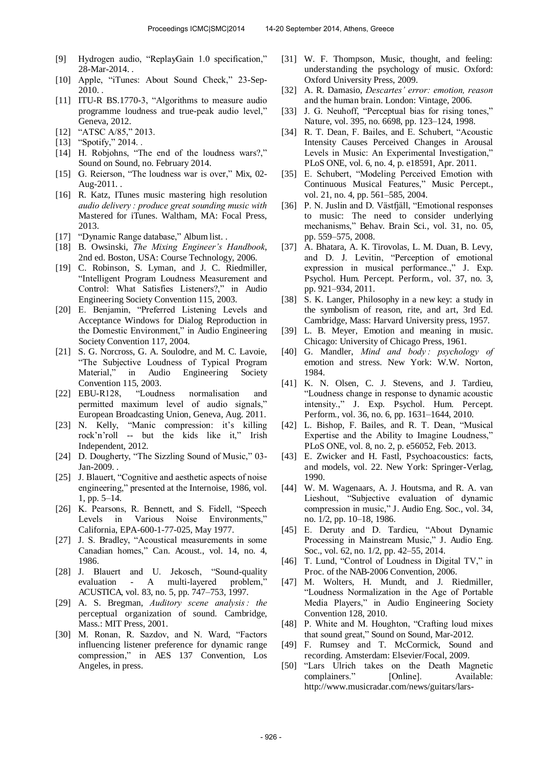[9] Hydrogen audio, "ReplayGain 1.0 specification," 28-Mar-2014. .

[10] Apple, "iTunes: About Sound Check," 23-Sep-2010. .

[11] ITU-R BS.1770-3, "Algorithms to measure audio programme loudness and true-peak audio level," Geneva, 2012.

[12] "ATSC A/85," 2013.

[13] "Spotify," 2014. .

[14] H. Robjohns, "The end of the loudness wars?," Sound on Sound, no. February 2014.

[15] G. Reierson, "The loudness war is over," Mix, 02-Aug-2011. .

[16] R. Katz, ITunes music mastering high resolution *audio delivery : produce great sounding music with* Mastered for iTunes. Waltham, MA: Focal Press, 2013.

[17] "Dynamic Range database," Album list. .

[18] B. Owsinski, *The Mixing Engineer's Handbook*, 2nd ed. Boston, USA: Course Technology, 2006.

[19] C. Robinson, S. Lyman, and J. C. Riedmiller, "Intelligent Program Loudness Measurement and Control: What Satisfies Listeners?," in Audio Engineering Society Convention 115, 2003.

[20] E. Benjamin, "Preferred Listening Levels and Acceptance Windows for Dialog Reproduction in the Domestic Environment," in Audio Engineering Society Convention 117, 2004.

[21] S. G. Norcross, G. A. Soulodre, and M. C. Lavoie, "The Subjective Loudness of Typical Program Material," in Audio Engineering Society Convention 115, 2003.

[22] EBU-R128, "Loudness normalisation and permitted maximum level of audio signals," European Broadcasting Union, Geneva, Aug. 2011.

[23] N. Kelly, "Manic compression: it's killing rock'n'roll -- but the kids like it," Irish Independent, 2012.

[24] D. Dougherty, "The Sizzling Sound of Music," 03-Jan-2009. .

[25] J. Blauert, "Cognitive and aesthetic aspects of noise engineering," presented at the Internoise, 1986, vol. 1, pp. 5–14.

[26] K. Pearsons, R. Bennett, and S. Fidell, "Speech Levels in Various Noise Environments," California, EPA-600-1-77-025, May 1977.

[27] J. S. Bradley, "Acoustical measurements in some Canadian homes," Can. Acoust., vol. 14, no. 4, 1986.

[28] J. Blauert and U. Jekosch, "Sound-quality evaluation - A multi-layered problem," ACUSTICA, vol. 83, no. 5, pp. 747–753, 1997.

[29] A. S. Bregman, *Auditory scene analysis : the* perceptual organization of sound. Cambridge, Mass.: MIT Press, 2001.

[30] M. Ronan, R. Sazdov, and N. Ward, "Factors influencing listener preference for dynamic range compression," in AES 137 Convention, Los Angeles, in press.

[31] W. F. Thompson, Music, thought, and feeling: understanding the psychology of music. Oxford: Oxford University Press, 2009.

[32] A. R. Damasio, *Descartes' error: emotion, reason* and the human brain. London: Vintage, 2006.

[33] J. G. Neuhoff, "Perceptual bias for rising tones," Nature, vol. 395, no. 6698, pp. 123–124, 1998.

[34] R. T. Dean, F. Bailes, and E. Schubert, "Acoustic Intensity Causes Perceived Changes in Arousal Levels in Music: An Experimental Investigation," PLoS ONE, vol. 6, no. 4, p. e18591, Apr. 2011.

[35] E. Schubert, "Modeling Perceived Emotion with Continuous Musical Features," Music Percept., vol. 21, no. 4, pp. 561–585, 2004.

[36] P. N. Juslin and D. Västfjäll, "Emotional responses to music: The need to consider underlying mechanisms," Behav. Brain Sci., vol. 31, no. 05, pp. 559–575, 2008.

[37] A. Bhatara, A. K. Tirovolas, L. M. Duan, B. Levy, and D. J. Levitin, "Perception of emotional expression in musical performance.," J. Exp. Psychol. Hum. Percept. Perform., vol. 37, no. 3, pp. 921–934, 2011.

[38] S. K. Langer, Philosophy in a new key: a study in the symbolism of reason, rite, and art, 3rd Ed. Cambridge, Mass: Harvard University press, 1957.

[39] L. B. Meyer, Emotion and meaning in music. Chicago: University of Chicago Press, 1961.

[40] G. Mandler, *Mind and body : psychology of* emotion and stress. New York: W.W. Norton, 1984.

[41] K. N. Olsen, C. J. Stevens, and J. Tardieu, "Loudness change in response to dynamic acoustic intensity.," J. Exp. Psychol. Hum. Percept. Perform., vol. 36, no. 6, pp. 1631–1644, 2010.

[42] L. Bishop, F. Bailes, and R. T. Dean, "Musical Expertise and the Ability to Imagine Loudness," PLoS ONE, vol. 8, no. 2, p. e56052, Feb. 2013.

[43] E. Zwicker and H. Fastl, Psychoacoustics: facts, and models, vol. 22. New York: Springer-Verlag, 1990.

[44] W. M. Wagenaars, A. J. Houtsma, and R. A. van Lieshout, "Subjective evaluation of dynamic compression in music," J. Audio Eng. Soc., vol. 34, no. 1/2, pp. 10–18, 1986.

[45] E. Deruty and D. Tardieu, "About Dynamic Processing in Mainstream Music," J. Audio Eng. Soc., vol. 62, no. 1/2, pp. 42–55, 2014.

[46] T. Lund, "Control of Loudness in Digital TV," in Proc. of the NAB-2006 Convention, 2006.

[47] M. Wolters, H. Mundt, and J. Riedmiller, "Loudness Normalization in the Age of Portable Media Players," in Audio Engineering Society Convention 128, 2010.

[48] P. White and M. Houghton, "Crafting loud mixes that sound great," Sound on Sound, Mar-2012.

[49] F. Rumsey and T. McCormick, Sound and recording. Amsterdam: Elsevier/Focal, 2009.

[50] "Lars Ulrich takes on the Death Magnetic complainers." [Online]. Available: http://www.musicradar.com/news/guitars/lars-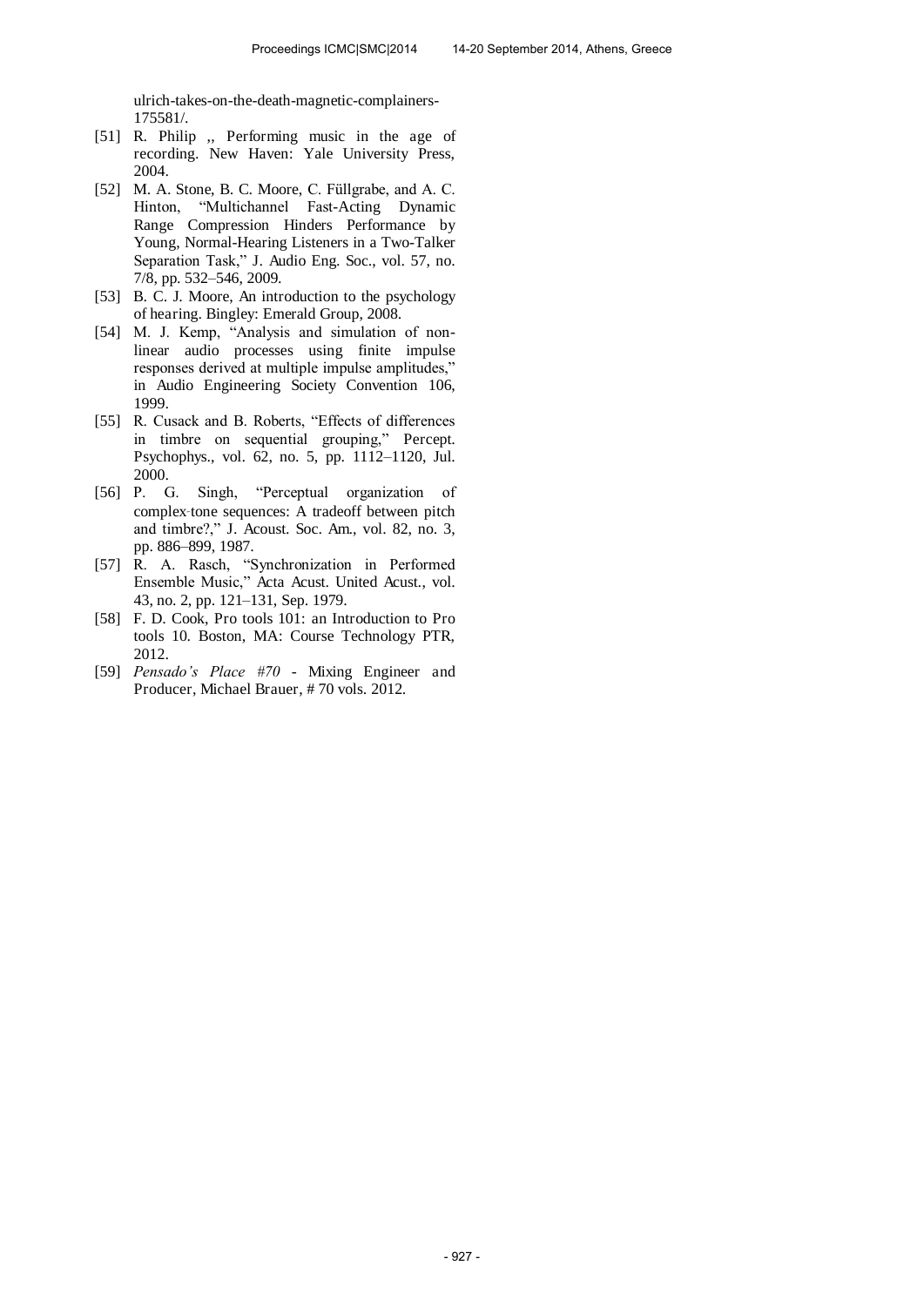ulrich-takes-on-the-death-magnetic-complainers-175581/.

[51] R. Philip ,, Performing music in the age of recording. New Haven: Yale University Press, 2004.

[52] M. A. Stone, B. C. Moore, C. Füllgrabe, and A. C. Hinton, "Multichannel Fast-Acting Dynamic Range Compression Hinders Performance by Young, Normal-Hearing Listeners in a Two-Talker Separation Task," J. Audio Eng. Soc., vol. 57, no. 7/8, pp. 532–546, 2009.

[53] B. C. J. Moore, An introduction to the psychology of hearing. Bingley: Emerald Group, 2008.

[54] M. J. Kemp, "Analysis and simulation of non-linear audio processes using finite impulse responses derived at multiple impulse amplitudes," in Audio Engineering Society Convention 106, 1999.

[55] R. Cusack and B. Roberts, "Effects of differences in timbre on sequential grouping," Percept. Psychophys., vol. 62, no. 5, pp. 1112–1120, Jul. 2000.

[56] P. G. Singh, "Perceptual organization of complex-tone sequences: A tradeoff between pitch and timbre?," J. Acoust. Soc. Am., vol. 82, no. 3, pp. 886–899, 1987.

[57] R. A. Rasch, "Synchronization in Performed Ensemble Music," Acta Acust. United Acust., vol. 43, no. 2, pp. 121–131, Sep. 1979.

[58] F. D. Cook, Pro tools 101: an Introduction to Pro tools 10. Boston, MA: Course Technology PTR, 2012.

[59] *Pensado's Place #70* - Mixing Engineer and Producer, Michael Brauer, # 70 vols. 2012.